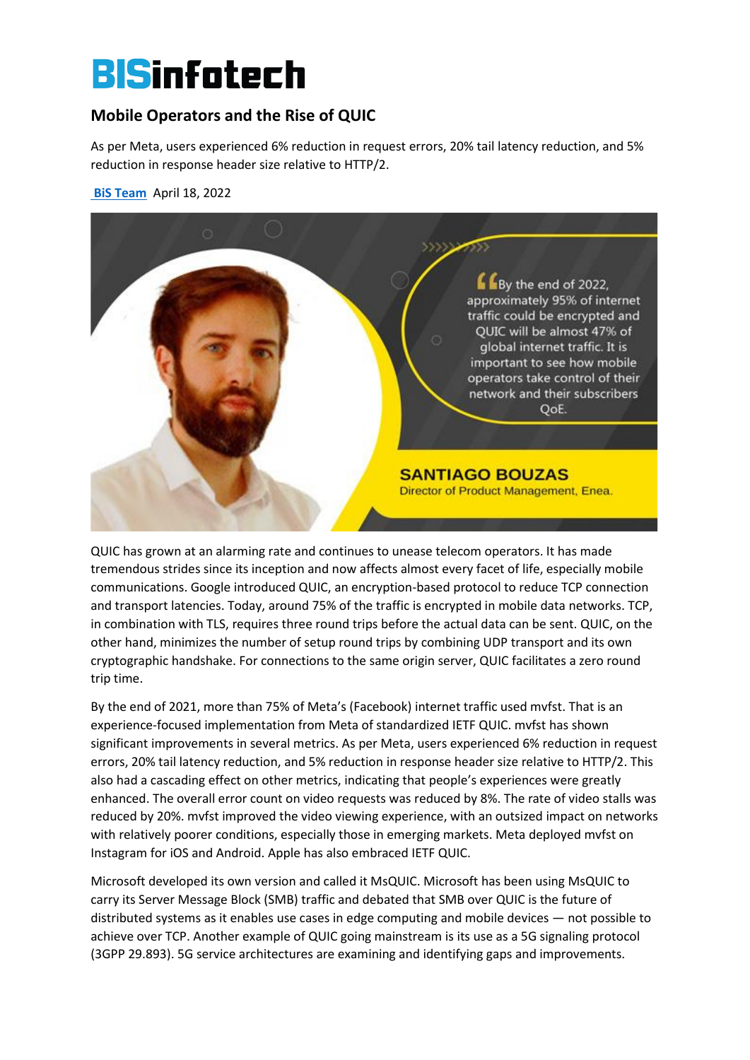# Mobile Operators and the Rise of QUIC

As per Meta, users experienced 6% reduction in request errors, 20% tail latency reduction, and 5% reduction in response header size relative to HTTP/2.

BiS Team April 18, 2022

> "By the end of 2022, approximately 95% of internet traffic could be encrypted and QUIC will be almost 47% of global internet traffic. It is important to see how mobile operators take control of their network and their subscribers QoE.
>
> **SANTIAGO BOUZAS**
> Director of Product Management, Enea.

QUIC has grown at an alarming rate and continues to unease telecom operators. It has made tremendous strides since its inception and now affects almost every facet of life, especially mobile communications. Google introduced QUIC, an encryption-based protocol to reduce TCP connection and transport latencies. Today, around 75% of the traffic is encrypted in mobile data networks. TCP, in combination with TLS, requires three round trips before the actual data can be sent. QUIC, on the other hand, minimizes the number of setup round trips by combining UDP transport and its own cryptographic handshake. For connections to the same origin server, QUIC facilitates a zero round trip time.

By the end of 2021, more than 75% of Meta's (Facebook) internet traffic used mvfst. That is an experience-focused implementation from Meta of standardized IETF QUIC. mvfst has shown significant improvements in several metrics. As per Meta, users experienced 6% reduction in request errors, 20% tail latency reduction, and 5% reduction in response header size relative to HTTP/2. This also had a cascading effect on other metrics, indicating that people's experiences were greatly enhanced. The overall error count on video requests was reduced by 8%. The rate of video stalls was reduced by 20%. mvfst improved the video viewing experience, with an outsized impact on networks with relatively poorer conditions, especially those in emerging markets. Meta deployed mvfst on Instagram for iOS and Android. Apple has also embraced IETF QUIC.

Microsoft developed its own version and called it MsQUIC. Microsoft has been using MsQUIC to carry its Server Message Block (SMB) traffic and debated that SMB over QUIC is the future of distributed systems as it enables use cases in edge computing and mobile devices — not possible to achieve over TCP. Another example of QUIC going mainstream is its use as a 5G signaling protocol (3GPP 29.893). 5G service architectures are examining and identifying gaps and improvements.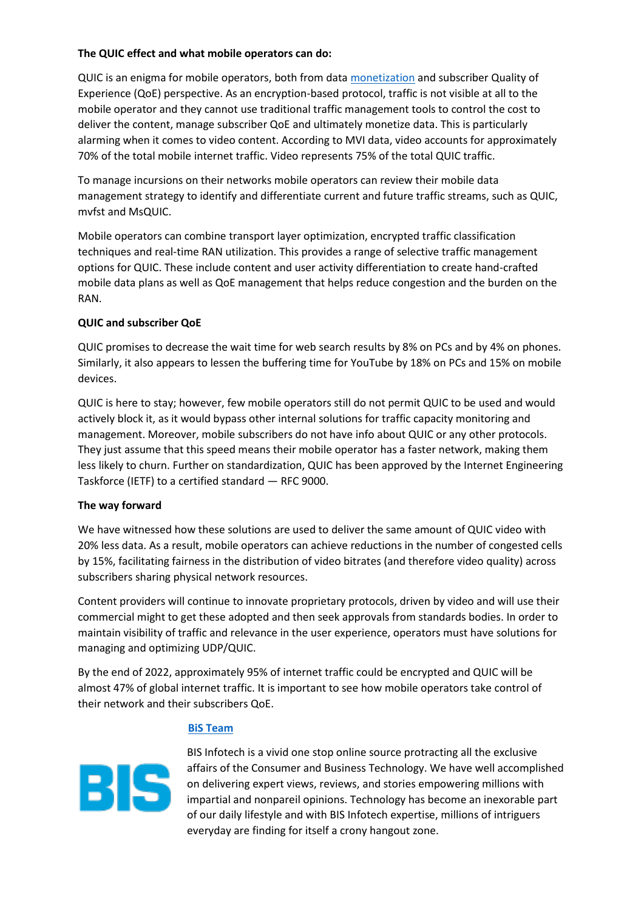**The QUIC effect and what mobile operators can do:**

QUIC is an enigma for mobile operators, both from data [monetization](#) and subscriber Quality of Experience (QoE) perspective. As an encryption-based protocol, traffic is not visible at all to the mobile operator and they cannot use traditional traffic management tools to control the cost to deliver the content, manage subscriber QoE and ultimately monetize data. This is particularly alarming when it comes to video content. According to MVI data, video accounts for approximately 70% of the total mobile internet traffic. Video represents 75% of the total QUIC traffic.

To manage incursions on their networks mobile operators can review their mobile data management strategy to identify and differentiate current and future traffic streams, such as QUIC, mvfst and MsQUIC.

Mobile operators can combine transport layer optimization, encrypted traffic classification techniques and real-time RAN utilization. This provides a range of selective traffic management options for QUIC. These include content and user activity differentiation to create hand-crafted mobile data plans as well as QoE management that helps reduce congestion and the burden on the RAN.

**QUIC and subscriber QoE**

QUIC promises to decrease the wait time for web search results by 8% on PCs and by 4% on phones. Similarly, it also appears to lessen the buffering time for YouTube by 18% on PCs and 15% on mobile devices.

QUIC is here to stay; however, few mobile operators still do not permit QUIC to be used and would actively block it, as it would bypass other internal solutions for traffic capacity monitoring and management. Moreover, mobile subscribers do not have info about QUIC or any other protocols. They just assume that this speed means their mobile operator has a faster network, making them less likely to churn. Further on standardization, QUIC has been approved by the Internet Engineering Taskforce (IETF) to a certified standard — RFC 9000.

**The way forward**

We have witnessed how these solutions are used to deliver the same amount of QUIC video with 20% less data. As a result, mobile operators can achieve reductions in the number of congested cells by 15%, facilitating fairness in the distribution of video bitrates (and therefore video quality) across subscribers sharing physical network resources.

Content providers will continue to innovate proprietary protocols, driven by video and will use their commercial might to get these adopted and then seek approvals from standards bodies. In order to maintain visibility of traffic and relevance in the user experience, operators must have solutions for managing and optimizing UDP/QUIC.

By the end of 2022, approximately 95% of internet traffic could be encrypted and QUIC will be almost 47% of global internet traffic. It is important to see how mobile operators take control of their network and their subscribers QoE.

**[BiS Team](#)**

BIS Infotech is a vivid one stop online source protracting all the exclusive affairs of the Consumer and Business Technology. We have well accomplished on delivering expert views, reviews, and stories empowering millions with impartial and nonpareil opinions. Technology has become an inexorable part of our daily lifestyle and with BIS Infotech expertise, millions of intriguers everyday are finding for itself a crony hangout zone.